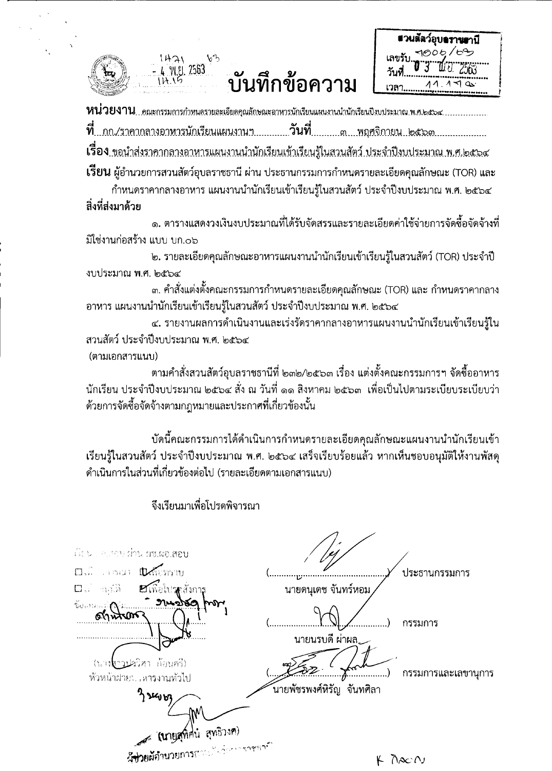สวนสัตว์อุบลราชธานี
เลขรับ 1006/63
วันที่ 03 พ.ย. 2563
เวลา 11.17 น.

1421 63
4 พ.ย. 2563
11.15

# บันทึกข้อความ

**หน่วยงาน** คณะกรรมการกำหนดรายละเอียดคุณลักษณะอาหารนักเรียนแผนงานนำนักเรียนปีงบประมาณ พ.ศ.๒๕๖๔

**ที่** กก./ราคากลางอาหารนักเรียนแผนงานฯ **วันที่** ๓ พฤศจิกายน ๒๕๖๓

**เรื่อง** ขอนำส่งราคากลางอาหารแผนงานนำนักเรียนเข้าเรียนรู้ในสวนสัตว์ ประจำปีงบประมาณ พ.ศ.๒๕๖๔

**เรียน** ผู้อำนวยการสวนสัตว์อุบลราชธานี ผ่าน ประธานกรรมการกำหนดรายละเอียดคุณลักษณะ (TOR) และกำหนดราคากลางอาหาร แผนงานนำนักเรียนเข้าเรียนรู้ในสวนสัตว์ ประจำปีงบประมาณ พ.ศ. ๒๕๖๔

**สิ่งที่ส่งมาด้วย**

๑. ตารางแสดงวงเงินงบประมาณที่ได้รับจัดสรรและรายละเอียดค่าใช้จ่ายการจัดซื้อจัดจ้างที่มิใช่งานก่อสร้าง แบบ บก.๐๖

๒. รายละเอียดคุณลักษณะอาหารแผนงานนำนักเรียนเข้าเรียนรู้ในสวนสัตว์ (TOR) ประจำปีงบประมาณ พ.ศ. ๒๕๖๔

๓. คำสั่งแต่งตั้งคณะกรรมการกำหนดรายละเอียดคุณลักษณะ (TOR) และ กำหนดราคากลางอาหาร แผนงานนำนักเรียนเข้าเรียนรู้ในสวนสัตว์ ประจำปีงบประมาณ พ.ศ. ๒๕๖๔

๔. รายงานผลการดำเนินงานและเร่งรัดราคากลางอาหารแผนงานนำนักเรียนเข้าเรียนรู้ในสวนสัตว์ ประจำปีงบประมาณ พ.ศ. ๒๕๖๔

(ตามเอกสารแนบ)

ตามคำสั่งสวนสัตว์อุบลราชธานีที่ ๒๓๒/๒๕๖๓ เรื่อง แต่งตั้งคณะกรรมการฯ จัดซื้ออาหารนักเรียน ประจำปีงบประมาณ ๒๕๖๔ สั่ง ณ วันที่ ๑๑ สิงหาคม ๒๕๖๓ เพื่อเป็นไปตามระเบียบระเบียบว่าด้วยการจัดซื้อจัดจ้างตามกฎหมายและประกาศที่เกี่ยวข้องนั้น

บัดนี้คณะกรรมการได้ดำเนินการกำหนดรายละเอียดคุณลักษณะแผนงานนำนักเรียนเข้าเรียนรู้ในสวนสัตว์ ประจำปีงบประมาณ พ.ศ. ๒๕๖๔ เสร็จเรียบร้อยแล้ว หากเห็นชอบอนุมัติให้งานพัสดุดำเนินการในส่วนที่เกี่ยวข้องต่อไป (รายละเอียดตามเอกสารแนบ)

จึงเรียนมาเพื่อโปรดพิจารณา

(ลงชื่อ) ประธานกรรมการ
นายดนุเดช จันทร์หอม

(ลงชื่อ) กรรมการ
นายนรบดี ผ่าผล

(ลงชื่อ) กรรมการและเลขานุการ
นายพัชรพงศ์หิรัญ จันทศิลา

เรียน ผอ.สอบ ผ่าน ผช.ผอ.สอบ
☐ เพื่อโปรดทราบ ☑ เพื่อโปรดทราบ
☐ เพื่อโปรดอนุมัติ ☑ เพื่อโปรดสั่งการ
ข้อเสนอ ... ทราบ

(นางสาวปวริศา ก้อนศรี)
หัวหน้าฝ่ายบริหารงานทั่วไป
3 พ.ย. 63

(นายสุทัศน์ สุทธิวงศ์)
ผู้ช่วยผู้อำนวยการสวนสัตว์อุบลราชธานี

K ทราบ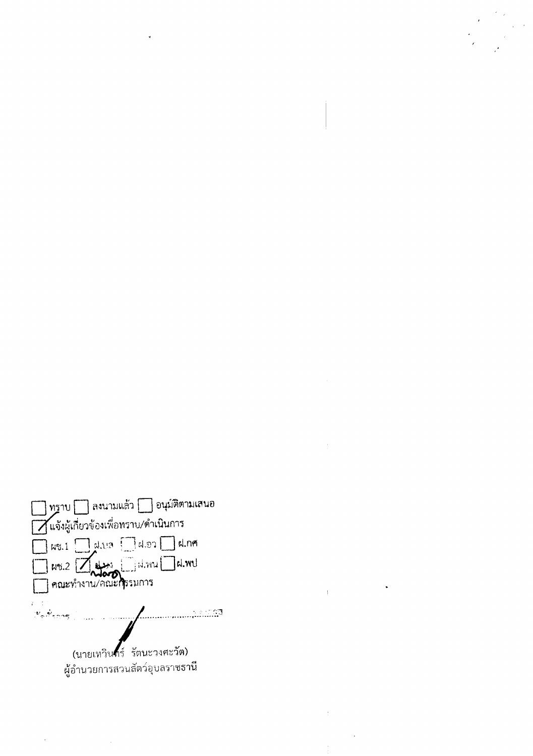☐ ทราบ ☐ ลงนามแล้ว ☐ อนุมัติตามเสนอ

☑ แจ้งผู้เกี่ยวข้องเพื่อทราบ/ดำเนินการ

☐ ผช.1 ☐ ฝ.บล ☐ ฝ.อว ☐ ฝ.กศ

☐ ผช.2 ☑ ฝ.นว ☐ ฝ.พน ☐ ฝ.พป

☐ คณะทำงาน/คณะกรรมการ

อื่นๆ ..........................................................

(นายเทวินทร์ รัตนะวงศะวัต)

ผู้อำนวยการสวนสัตว์อุบลราชธานี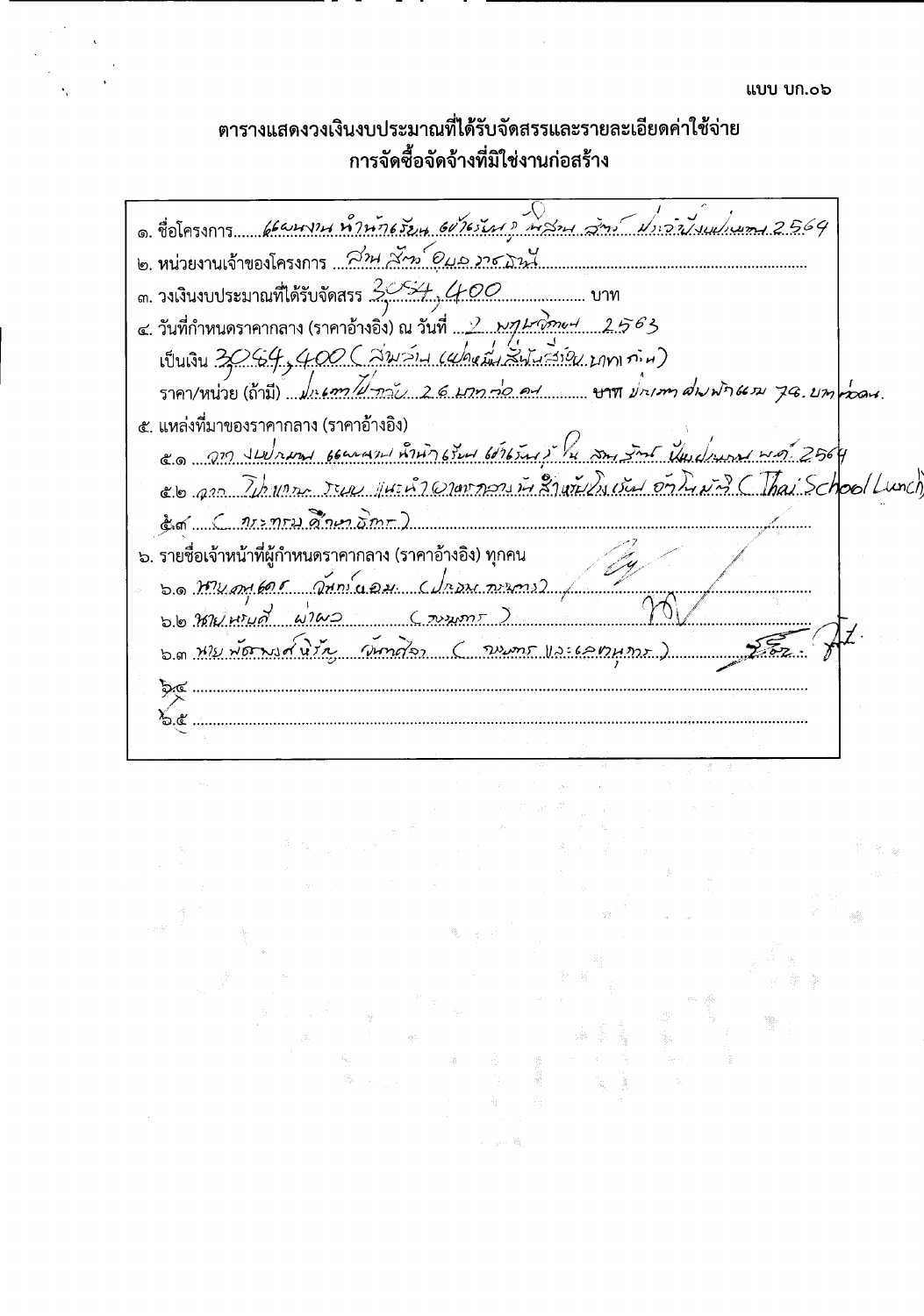แบบ บก.๐๖

## ตารางแสดงวงเงินงบประมาณที่ได้รับจัดสรรและรายละเอียดค่าใช้จ่าย การจัดซื้อจัดจ้างที่มิใช่งานก่อสร้าง

๑. ชื่อโครงการ แผนงานทำหน้าเรียน เยาวชนในสวนสัตว์ ประจำปีงบประมาณ 2564

๒. หน่วยงานเจ้าของโครงการ สวนสัตว์อุบลราชธานี

๓. วงเงินงบประมาณที่ได้รับจัดสรร 3054,400 บาท

๔. วันที่กำหนดราคากลาง (ราคาอ้างอิง) ณ วันที่ 2 พฤศจิกายน 2563
เป็นเงิน 3054,400 (สามล้านห้าหมื่นสี่พันสี่ร้อยบาทถ้วน)
ราคา/หน่วย (ถ้ามี) ประมาณไม่เกิน 26 บาทต่อคน บาท ประมาณ ส่วนที่เหลือ 74 บาท/คน

๕. แหล่งที่มาของราคากลาง (ราคาอ้างอิง)

๕.๑ จาก งบประมาณ แผนงานทำหน้าเรียน เยาวชนในสวนสัตว์ ปีงบประมาณ พ.ศ. 2564

๕.๒ จาก โปรแกรม ระบบ แนะนำอาหารกลางวันสำหรับโรงเรียน อัตโนมัติ (Thai School Lunch)

๕.๓ (กระทรวงศึกษาธิการ)

๖. รายชื่อเจ้าหน้าที่ผู้กำหนดราคากลาง (ราคาอ้างอิง) ทุกคน

๖.๑ นางสาว... จันทร์... (ประธานกรรมการ)

๖.๒ นางสาว... ผ่าน... (กรรมการ)

๖.๓ นาย พัฒนพงศ์ นิรัน... (กรรมการและเลขานุการ)

๖.๔ ...

๖.๕ ...